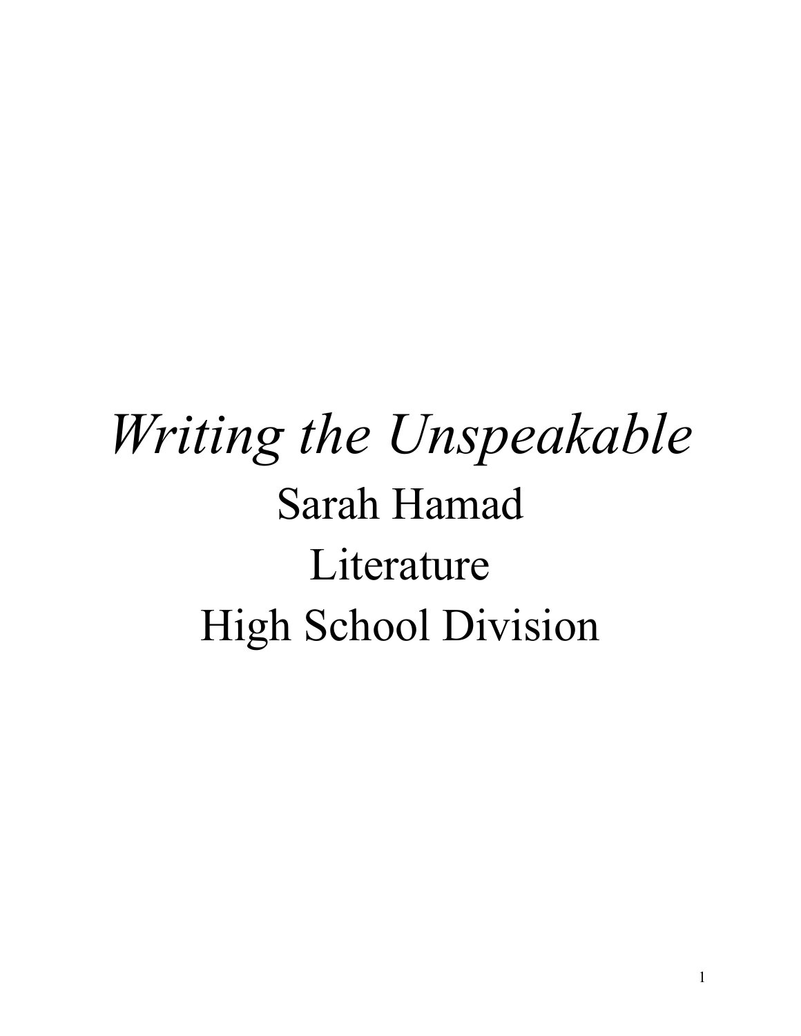# *Writing the Unspeakable*

Sarah Hamad

Literature

High School Division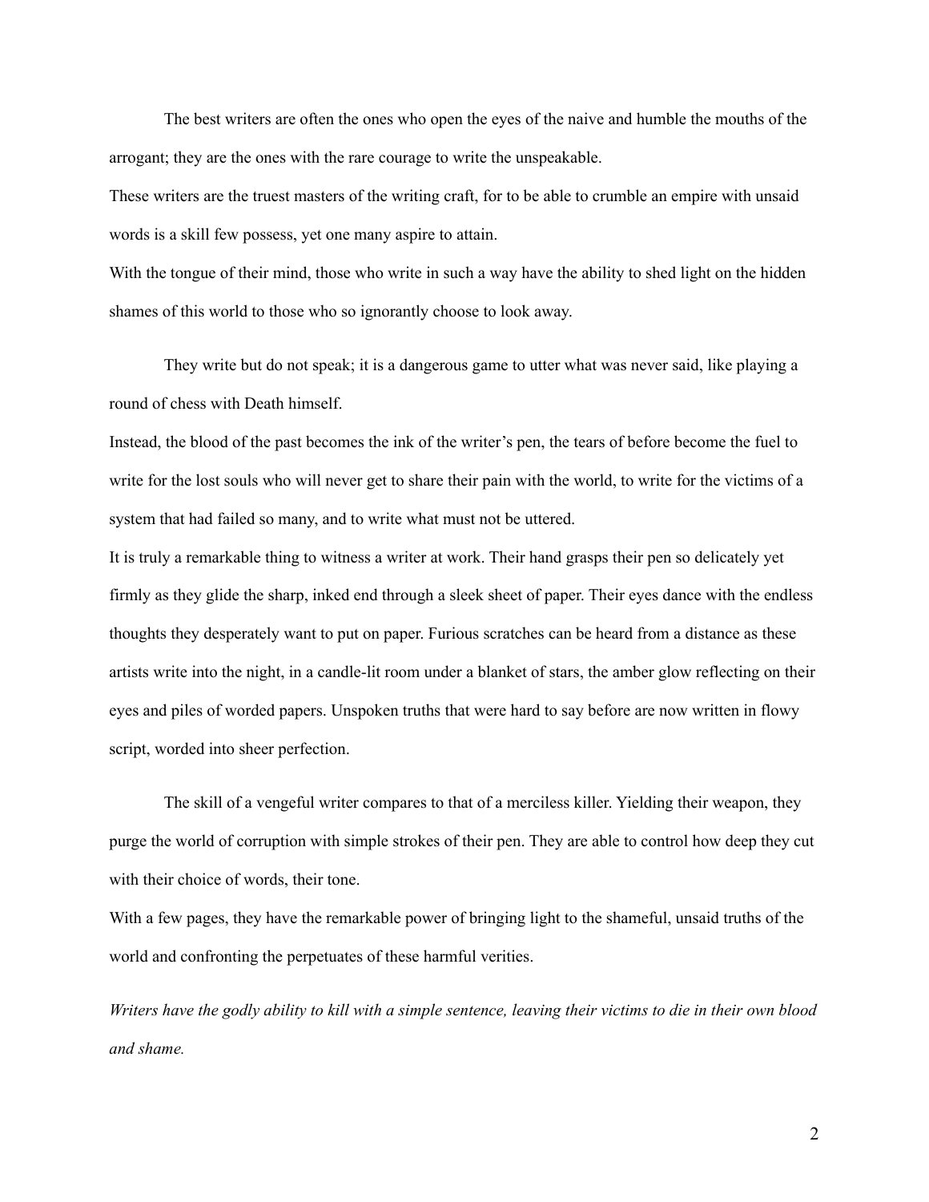The best writers are often the ones who open the eyes of the naive and humble the mouths of the arrogant; they are the ones with the rare courage to write the unspeakable.

These writers are the truest masters of the writing craft, for to be able to crumble an empire with unsaid words is a skill few possess, yet one many aspire to attain.

With the tongue of their mind, those who write in such a way have the ability to shed light on the hidden shames of this world to those who so ignorantly choose to look away.

They write but do not speak; it is a dangerous game to utter what was never said, like playing a round of chess with Death himself.

Instead, the blood of the past becomes the ink of the writer's pen, the tears of before become the fuel to write for the lost souls who will never get to share their pain with the world, to write for the victims of a system that had failed so many, and to write what must not be uttered.

It is truly a remarkable thing to witness a writer at work. Their hand grasps their pen so delicately yet firmly as they glide the sharp, inked end through a sleek sheet of paper. Their eyes dance with the endless thoughts they desperately want to put on paper. Furious scratches can be heard from a distance as these artists write into the night, in a candle-lit room under a blanket of stars, the amber glow reflecting on their eyes and piles of worded papers. Unspoken truths that were hard to say before are now written in flowy script, worded into sheer perfection.

The skill of a vengeful writer compares to that of a merciless killer. Yielding their weapon, they purge the world of corruption with simple strokes of their pen. They are able to control how deep they cut with their choice of words, their tone.

With a few pages, they have the remarkable power of bringing light to the shameful, unsaid truths of the world and confronting the perpetuates of these harmful verities.

*Writers have the godly ability to kill with a simple sentence, leaving their victims to die in their own blood and shame.*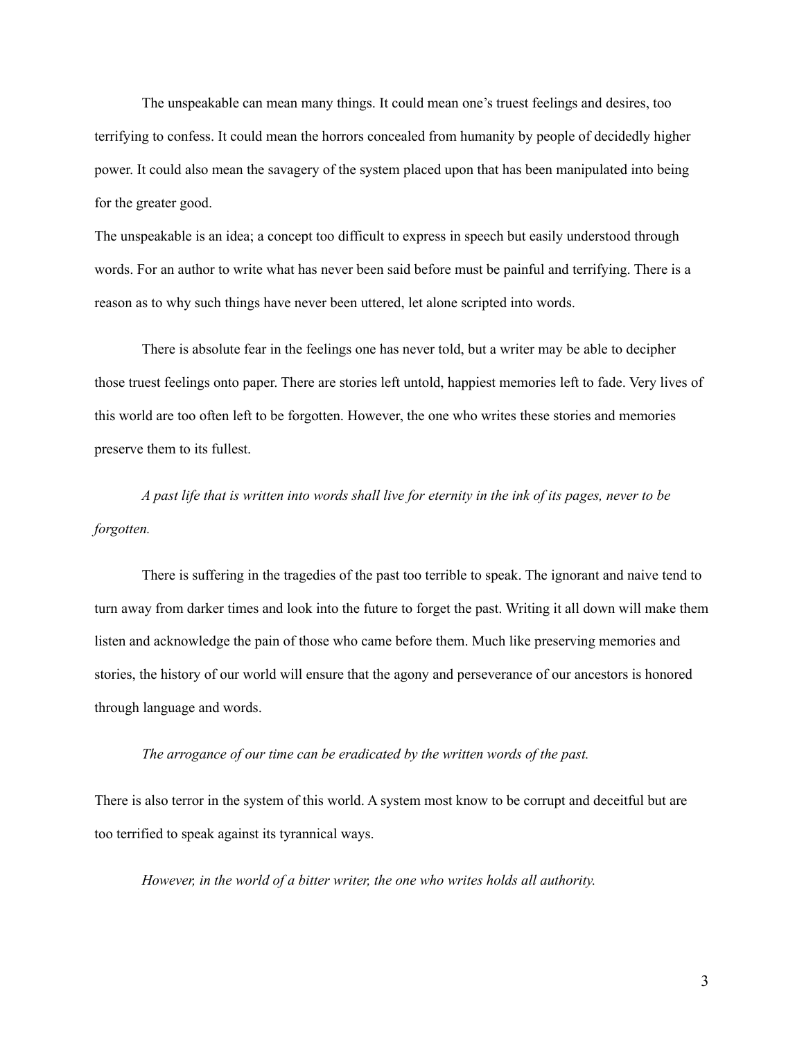The unspeakable can mean many things. It could mean one's truest feelings and desires, too terrifying to confess. It could mean the horrors concealed from humanity by people of decidedly higher power. It could also mean the savagery of the system placed upon that has been manipulated into being for the greater good.

The unspeakable is an idea; a concept too difficult to express in speech but easily understood through words. For an author to write what has never been said before must be painful and terrifying. There is a reason as to why such things have never been uttered, let alone scripted into words.

There is absolute fear in the feelings one has never told, but a writer may be able to decipher those truest feelings onto paper. There are stories left untold, happiest memories left to fade. Very lives of this world are too often left to be forgotten. However, the one who writes these stories and memories preserve them to its fullest.

*A past life that is written into words shall live for eternity in the ink of its pages, never to be forgotten.*

There is suffering in the tragedies of the past too terrible to speak. The ignorant and naive tend to turn away from darker times and look into the future to forget the past. Writing it all down will make them listen and acknowledge the pain of those who came before them. Much like preserving memories and stories, the history of our world will ensure that the agony and perseverance of our ancestors is honored through language and words.

*The arrogance of our time can be eradicated by the written words of the past.*

There is also terror in the system of this world. A system most know to be corrupt and deceitful but are too terrified to speak against its tyrannical ways.

*However, in the world of a bitter writer, the one who writes holds all authority.*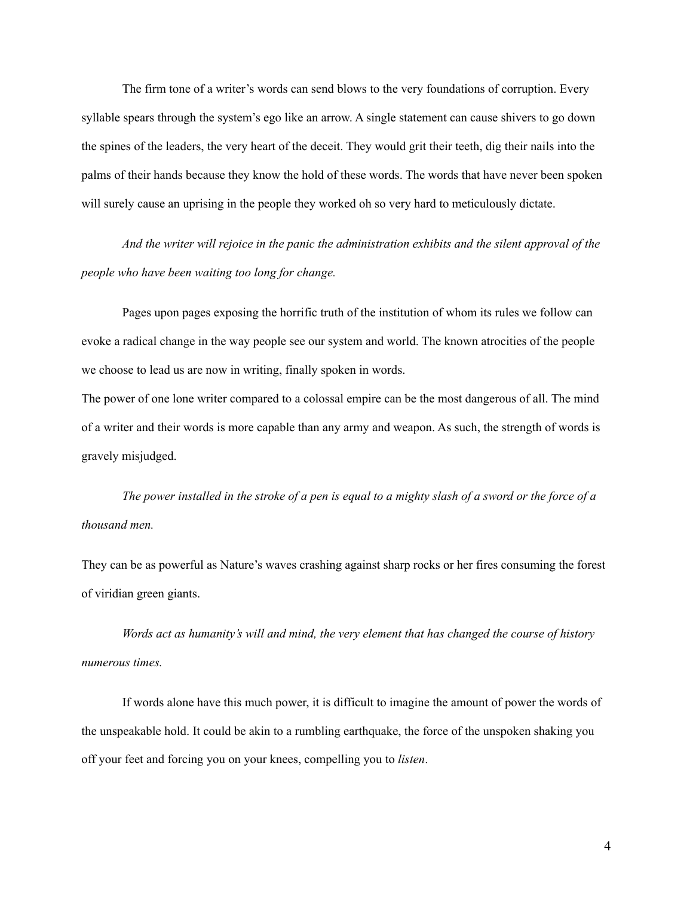The firm tone of a writer's words can send blows to the very foundations of corruption. Every syllable spears through the system's ego like an arrow. A single statement can cause shivers to go down the spines of the leaders, the very heart of the deceit. They would grit their teeth, dig their nails into the palms of their hands because they know the hold of these words. The words that have never been spoken will surely cause an uprising in the people they worked oh so very hard to meticulously dictate.

*And the writer will rejoice in the panic the administration exhibits and the silent approval of the people who have been waiting too long for change.*

Pages upon pages exposing the horrific truth of the institution of whom its rules we follow can evoke a radical change in the way people see our system and world. The known atrocities of the people we choose to lead us are now in writing, finally spoken in words.

The power of one lone writer compared to a colossal empire can be the most dangerous of all. The mind of a writer and their words is more capable than any army and weapon. As such, the strength of words is gravely misjudged.

*The power installed in the stroke of a pen is equal to a mighty slash of a sword or the force of a thousand men.*

They can be as powerful as Nature's waves crashing against sharp rocks or her fires consuming the forest of viridian green giants.

*Words act as humanity's will and mind, the very element that has changed the course of history numerous times.*

If words alone have this much power, it is difficult to imagine the amount of power the words of the unspeakable hold. It could be akin to a rumbling earthquake, the force of the unspoken shaking you off your feet and forcing you on your knees, compelling you to *listen*.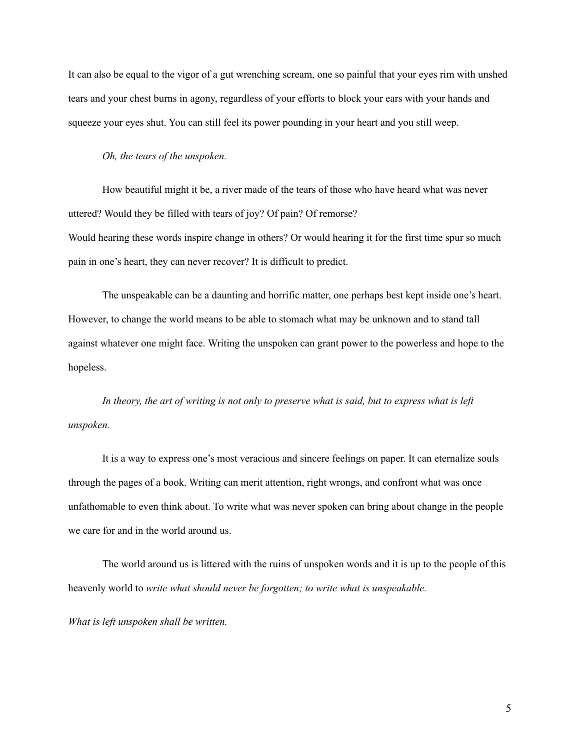It can also be equal to the vigor of a gut wrenching scream, one so painful that your eyes rim with unshed tears and your chest burns in agony, regardless of your efforts to block your ears with your hands and squeeze your eyes shut. You can still feel its power pounding in your heart and you still weep.

*Oh, the tears of the unspoken.*

How beautiful might it be, a river made of the tears of those who have heard what was never uttered? Would they be filled with tears of joy? Of pain? Of remorse?
Would hearing these words inspire change in others? Or would hearing it for the first time spur so much pain in one's heart, they can never recover? It is difficult to predict.

The unspeakable can be a daunting and horrific matter, one perhaps best kept inside one's heart. However, to change the world means to be able to stomach what may be unknown and to stand tall against whatever one might face. Writing the unspoken can grant power to the powerless and hope to the hopeless.

*In theory, the art of writing is not only to preserve what is said, but to express what is left unspoken.*

It is a way to express one's most veracious and sincere feelings on paper. It can eternalize souls through the pages of a book. Writing can merit attention, right wrongs, and confront what was once unfathomable to even think about. To write what was never spoken can bring about change in the people we care for and in the world around us.

The world around us is littered with the ruins of unspoken words and it is up to the people of this heavenly world to *write what should never be forgotten; to write what is unspeakable.*

*What is left unspoken shall be written.*